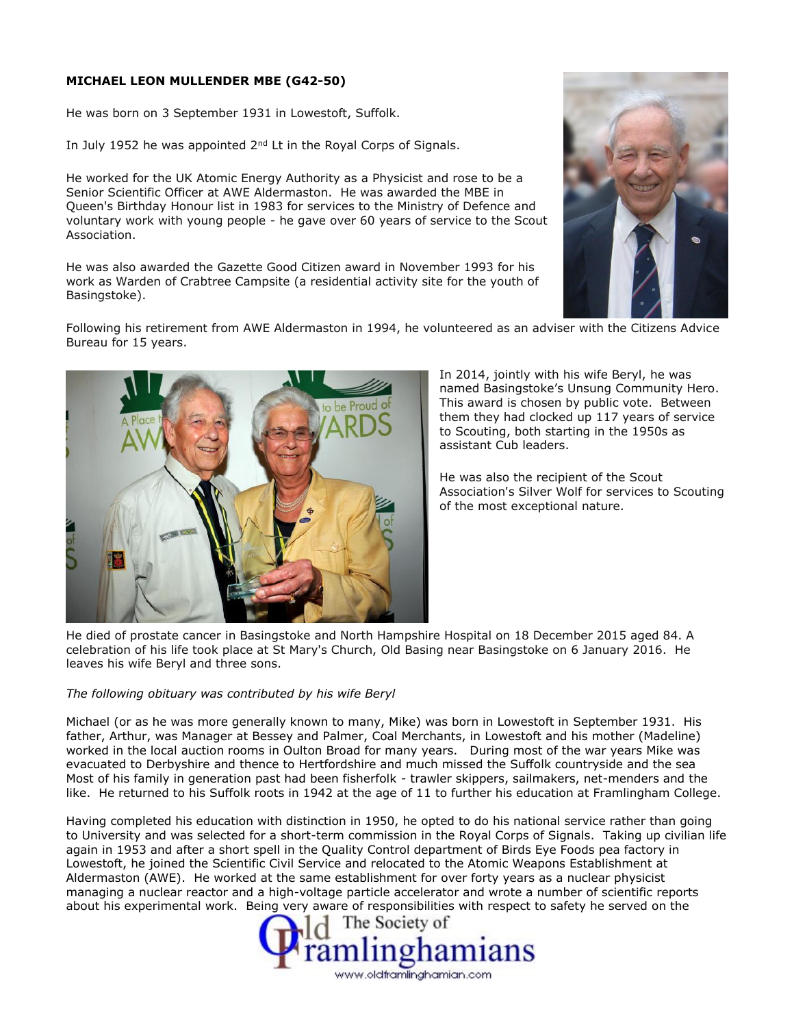**MICHAEL LEON MULLENDER MBE (G42-50)**

He was born on 3 September 1931 in Lowestoft, Suffolk.

In July 1952 he was appointed 2nd Lt in the Royal Corps of Signals.

He worked for the UK Atomic Energy Authority as a Physicist and rose to be a Senior Scientific Officer at AWE Aldermaston. He was awarded the MBE in Queen's Birthday Honour list in 1983 for services to the Ministry of Defence and voluntary work with young people - he gave over 60 years of service to the Scout Association.

He was also awarded the Gazette Good Citizen award in November 1993 for his work as Warden of Crabtree Campsite (a residential activity site for the youth of Basingstoke).

Following his retirement from AWE Aldermaston in 1994, he volunteered as an adviser with the Citizens Advice Bureau for 15 years.

In 2014, jointly with his wife Beryl, he was named Basingstoke's Unsung Community Hero. This award is chosen by public vote. Between them they had clocked up 117 years of service to Scouting, both starting in the 1950s as assistant Cub leaders.

He was also the recipient of the Scout Association's Silver Wolf for services to Scouting of the most exceptional nature.

He died of prostate cancer in Basingstoke and North Hampshire Hospital on 18 December 2015 aged 84. A celebration of his life took place at St Mary's Church, Old Basing near Basingstoke on 6 January 2016. He leaves his wife Beryl and three sons.

*The following obituary was contributed by his wife Beryl*

Michael (or as he was more generally known to many, Mike) was born in Lowestoft in September 1931. His father, Arthur, was Manager at Bessey and Palmer, Coal Merchants, in Lowestoft and his mother (Madeline) worked in the local auction rooms in Oulton Broad for many years. During most of the war years Mike was evacuated to Derbyshire and thence to Hertfordshire and much missed the Suffolk countryside and the sea Most of his family in generation past had been fisherfolk - trawler skippers, sailmakers, net-menders and the like. He returned to his Suffolk roots in 1942 at the age of 11 to further his education at Framlingham College.

Having completed his education with distinction in 1950, he opted to do his national service rather than going to University and was selected for a short-term commission in the Royal Corps of Signals. Taking up civilian life again in 1953 and after a short spell in the Quality Control department of Birds Eye Foods pea factory in Lowestoft, he joined the Scientific Civil Service and relocated to the Atomic Weapons Establishment at Aldermaston (AWE). He worked at the same establishment for over forty years as a nuclear physicist managing a nuclear reactor and a high-voltage particle accelerator and wrote a number of scientific reports about his experimental work. Being very aware of responsibilities with respect to safety he served on the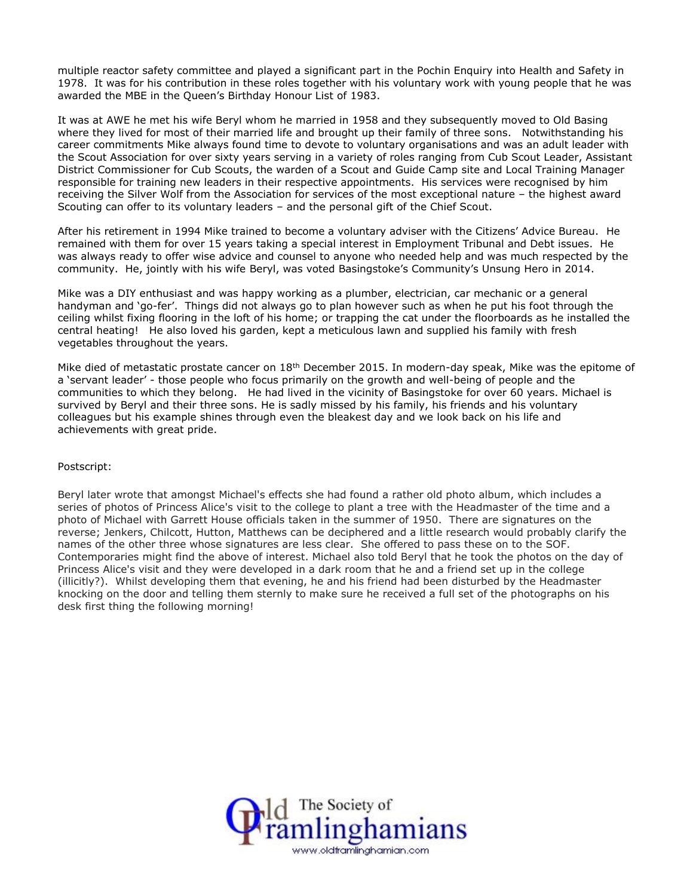multiple reactor safety committee and played a significant part in the Pochin Enquiry into Health and Safety in 1978. It was for his contribution in these roles together with his voluntary work with young people that he was awarded the MBE in the Queen's Birthday Honour List of 1983.

It was at AWE he met his wife Beryl whom he married in 1958 and they subsequently moved to Old Basing where they lived for most of their married life and brought up their family of three sons. Notwithstanding his career commitments Mike always found time to devote to voluntary organisations and was an adult leader with the Scout Association for over sixty years serving in a variety of roles ranging from Cub Scout Leader, Assistant District Commissioner for Cub Scouts, the warden of a Scout and Guide Camp site and Local Training Manager responsible for training new leaders in their respective appointments. His services were recognised by him receiving the Silver Wolf from the Association for services of the most exceptional nature – the highest award Scouting can offer to its voluntary leaders – and the personal gift of the Chief Scout.

After his retirement in 1994 Mike trained to become a voluntary adviser with the Citizens' Advice Bureau. He remained with them for over 15 years taking a special interest in Employment Tribunal and Debt issues. He was always ready to offer wise advice and counsel to anyone who needed help and was much respected by the community. He, jointly with his wife Beryl, was voted Basingstoke's Community's Unsung Hero in 2014.

Mike was a DIY enthusiast and was happy working as a plumber, electrician, car mechanic or a general handyman and 'go-fer'. Things did not always go to plan however such as when he put his foot through the ceiling whilst fixing flooring in the loft of his home; or trapping the cat under the floorboards as he installed the central heating! He also loved his garden, kept a meticulous lawn and supplied his family with fresh vegetables throughout the years.

Mike died of metastatic prostate cancer on 18th December 2015. In modern-day speak, Mike was the epitome of a 'servant leader' - those people who focus primarily on the growth and well-being of people and the communities to which they belong. He had lived in the vicinity of Basingstoke for over 60 years. Michael is survived by Beryl and their three sons. He is sadly missed by his family, his friends and his voluntary colleagues but his example shines through even the bleakest day and we look back on his life and achievements with great pride.

Postscript:

Beryl later wrote that amongst Michael's effects she had found a rather old photo album, which includes a series of photos of Princess Alice's visit to the college to plant a tree with the Headmaster of the time and a photo of Michael with Garrett House officials taken in the summer of 1950. There are signatures on the reverse; Jenkers, Chilcott, Hutton, Matthews can be deciphered and a little research would probably clarify the names of the other three whose signatures are less clear. She offered to pass these on to the SOF. Contemporaries might find the above of interest. Michael also told Beryl that he took the photos on the day of Princess Alice's visit and they were developed in a dark room that he and a friend set up in the college (illicitly?). Whilst developing them that evening, he and his friend had been disturbed by the Headmaster knocking on the door and telling them sternly to make sure he received a full set of the photographs on his desk first thing the following morning!